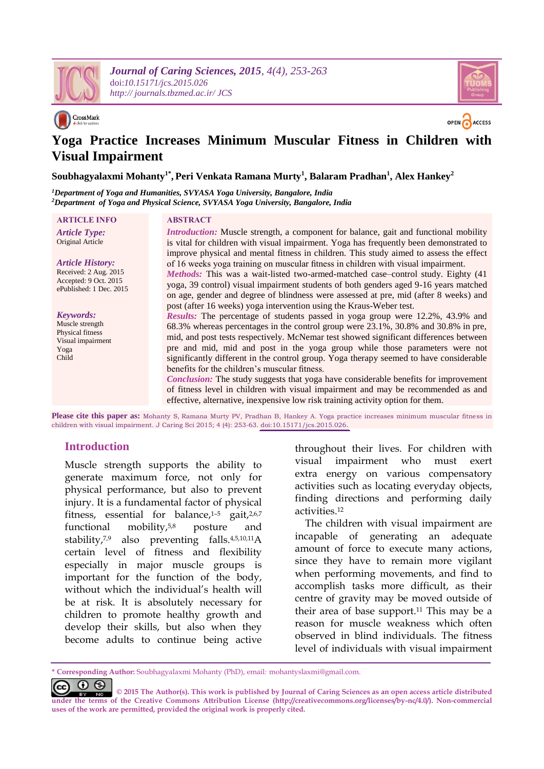# Yoga Practice Increases Minimum Muscular Fitness in Children with Visual Impairment

**Soubhagyalaxmi Mohanty[1*], Peri Venkata Ramana Murty[1], Balaram Pradhan[1], Alex Hankey[2]**

*[1]Department of Yoga and Humanities, SVYASA Yoga University, Bangalore, India*
*[2]Department of Yoga and Physical Science, SVYASA Yoga University, Bangalore, India*

## ARTICLE INFO

***Article Type:***
Original Article

***Article History:***
Received: 2 Aug. 2015
Accepted: 9 Oct. 2015
ePublished: 1 Dec. 2015

***Keywords:***
Muscle strength
Physical fitness
Visual impairment
Yoga
Child

## ABSTRACT

***Introduction:*** Muscle strength, a component for balance, gait and functional mobility is vital for children with visual impairment. Yoga has frequently been demonstrated to improve physical and mental fitness in children. This study aimed to assess the effect of 16 weeks yoga training on muscular fitness in children with visual impairment.

***Methods:*** This was a wait-listed two-armed-matched case–control study. Eighty (41 yoga, 39 control) visual impairment students of both genders aged 9-16 years matched on age, gender and degree of blindness were assessed at pre, mid (after 8 weeks) and post (after 16 weeks) yoga intervention using the Kraus-Weber test.

***Results:*** The percentage of students passed in yoga group were 12.2%, 43.9% and 68.3% whereas percentages in the control group were 23.1%, 30.8% and 30.8% in pre, mid, and post tests respectively. McNemar test showed significant differences between pre and mid, mid and post in the yoga group while those parameters were not significantly different in the control group. Yoga therapy seemed to have considerable benefits for the children's muscular fitness.

***Conclusion:*** The study suggests that yoga have considerable benefits for improvement of fitness level in children with visual impairment and may be recommended as and effective, alternative, inexpensive low risk training activity option for them.

**Please cite this paper as:** Mohanty S, Ramana Murty PV, Pradhan B, Hankey A. Yoga practice increases minimum muscular fitness in children with visual impairment. J Caring Sci 2015; 4 (4): 253-63. doi:10.15171/jcs.2015.026.

## Introduction

Muscle strength supports the ability to generate maximum force, not only for physical performance, but also to prevent injury. It is a fundamental factor of physical fitness, essential for balance,[1-5] gait,[2,6,7] functional mobility,[5,8] posture and stability,[7,9] also preventing falls.[4,5,10,11] A certain level of fitness and flexibility especially in major muscle groups is important for the function of the body, without which the individual's health will be at risk. It is absolutely necessary for children to promote healthy growth and develop their skills, but also when they become adults to continue being active throughout their lives. For children with visual impairment who must exert extra energy on various compensatory activities such as locating everyday objects, finding directions and performing daily activities.[12]

The children with visual impairment are incapable of generating an adequate amount of force to execute many actions, since they have to remain more vigilant when performing movements, and find to accomplish tasks more difficult, as their centre of gravity may be moved outside of their area of base support.[11] This may be a reason for muscle weakness which often observed in blind individuals. The fitness level of individuals with visual impairment

\* **Corresponding Author:** Soubhagyalaxmi Mohanty (PhD), email: mohantyslaxmi@gmail.com.

**© 2015 The Author(s). This work is published by Journal of Caring Sciences as an open access article distributed under the terms of the Creative Commons Attribution License (http://creativecommons.org/licenses/by-nc/4.0/). Non-commercial uses of the work are permitted, provided the original work is properly cited.**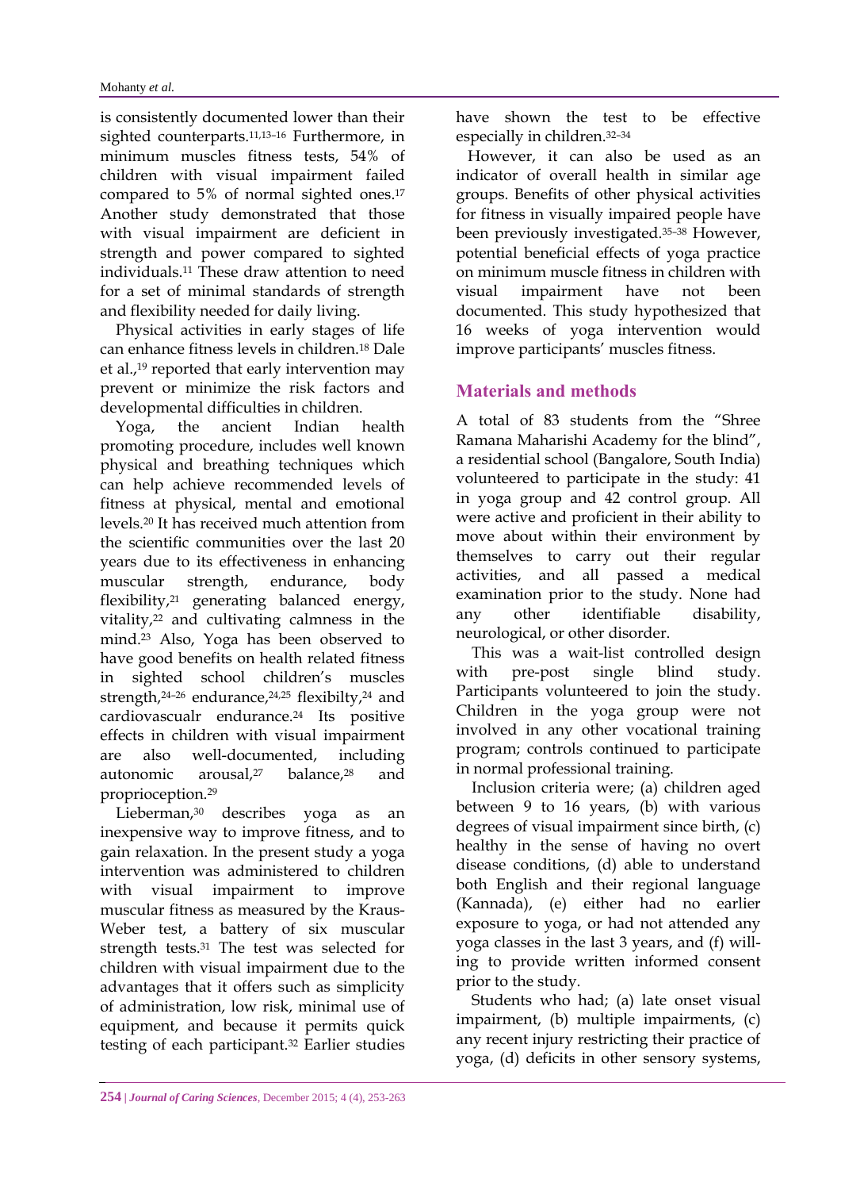is consistently documented lower than their sighted counterparts.[11,13–16] Furthermore, in minimum muscles fitness tests, 54% of children with visual impairment failed compared to 5% of normal sighted ones.[17] Another study demonstrated that those with visual impairment are deficient in strength and power compared to sighted individuals.[11] These draw attention to need for a set of minimal standards of strength and flexibility needed for daily living.

Physical activities in early stages of life can enhance fitness levels in children.[18] Dale et al.,[19] reported that early intervention may prevent or minimize the risk factors and developmental difficulties in children.

Yoga, the ancient Indian health promoting procedure, includes well known physical and breathing techniques which can help achieve recommended levels of fitness at physical, mental and emotional levels.[20] It has received much attention from the scientific communities over the last 20 years due to its effectiveness in enhancing muscular strength, endurance, body flexibility,[21] generating balanced energy, vitality,[22] and cultivating calmness in the mind.[23] Also, Yoga has been observed to have good benefits on health related fitness in sighted school children's muscles strength,[24–26] endurance,[24,25] flexibilty,[24] and cardiovascualr endurance.[24] Its positive effects in children with visual impairment are also well-documented, including autonomic arousal,[27] balance,[28] and proprioception.[29]

Lieberman,[30] describes yoga as an inexpensive way to improve fitness, and to gain relaxation. In the present study a yoga intervention was administered to children with visual impairment to improve muscular fitness as measured by the Kraus-Weber test, a battery of six muscular strength tests.[31] The test was selected for children with visual impairment due to the advantages that it offers such as simplicity of administration, low risk, minimal use of equipment, and because it permits quick testing of each participant.[32] Earlier studies have shown the test to be effective especially in children.[32–34]

However, it can also be used as an indicator of overall health in similar age groups. Benefits of other physical activities for fitness in visually impaired people have been previously investigated.[35–38] However, potential beneficial effects of yoga practice on minimum muscle fitness in children with visual impairment have not been documented. This study hypothesized that 16 weeks of yoga intervention would improve participants' muscles fitness.

## Materials and methods

A total of 83 students from the "Shree Ramana Maharishi Academy for the blind", a residential school (Bangalore, South India) volunteered to participate in the study: 41 in yoga group and 42 control group. All were active and proficient in their ability to move about within their environment by themselves to carry out their regular activities, and all passed a medical examination prior to the study. None had any other identifiable disability, neurological, or other disorder.

This was a wait-list controlled design with pre-post single blind study. Participants volunteered to join the study. Children in the yoga group were not involved in any other vocational training program; controls continued to participate in normal professional training.

Inclusion criteria were; (a) children aged between 9 to 16 years, (b) with various degrees of visual impairment since birth, (c) healthy in the sense of having no overt disease conditions, (d) able to understand both English and their regional language (Kannada), (e) either had no earlier exposure to yoga, or had not attended any yoga classes in the last 3 years, and (f) willing to provide written informed consent prior to the study.

Students who had; (a) late onset visual impairment, (b) multiple impairments, (c) any recent injury restricting their practice of yoga, (d) deficits in other sensory systems,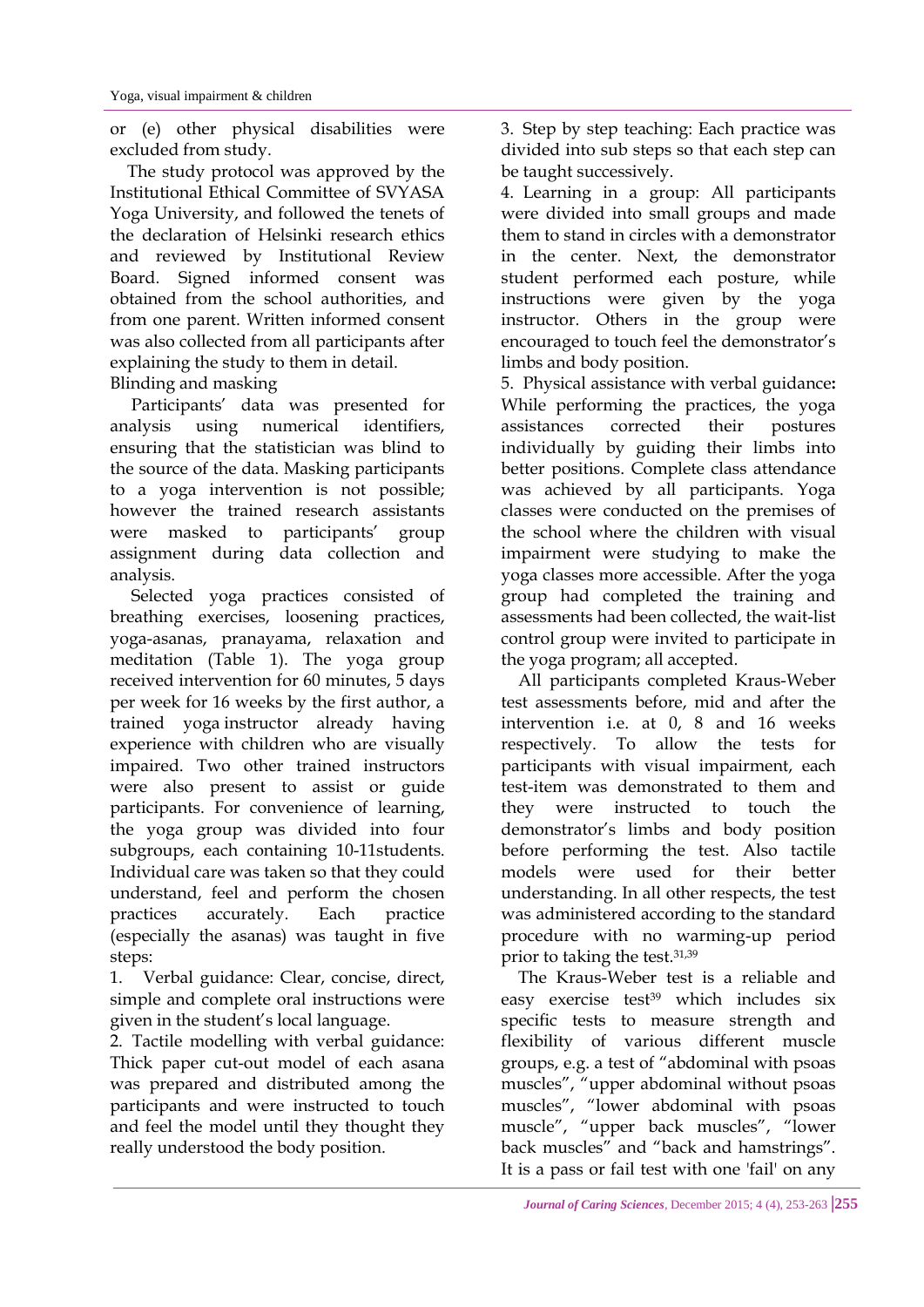or (e) other physical disabilities were excluded from study.

The study protocol was approved by the Institutional Ethical Committee of SVYASA Yoga University, and followed the tenets of the declaration of Helsinki research ethics and reviewed by Institutional Review Board. Signed informed consent was obtained from the school authorities, and from one parent. Written informed consent was also collected from all participants after explaining the study to them in detail.

Blinding and masking

Participants' data was presented for analysis using numerical identifiers, ensuring that the statistician was blind to the source of the data. Masking participants to a yoga intervention is not possible; however the trained research assistants were masked to participants' group assignment during data collection and analysis.

Selected yoga practices consisted of breathing exercises, loosening practices, yoga-asanas, pranayama, relaxation and meditation (Table 1). The yoga group received intervention for 60 minutes, 5 days per week for 16 weeks by the first author, a trained yoga instructor already having experience with children who are visually impaired. Two other trained instructors were also present to assist or guide participants. For convenience of learning, the yoga group was divided into four subgroups, each containing 10-11students. Individual care was taken so that they could understand, feel and perform the chosen practices accurately. Each practice (especially the asanas) was taught in five steps:

1. Verbal guidance: Clear, concise, direct, simple and complete oral instructions were given in the student's local language.
2. Tactile modelling with verbal guidance: Thick paper cut-out model of each asana was prepared and distributed among the participants and were instructed to touch and feel the model until they thought they really understood the body position.
3. Step by step teaching: Each practice was divided into sub steps so that each step can be taught successively.
4. Learning in a group: All participants were divided into small groups and made them to stand in circles with a demonstrator in the center. Next, the demonstrator student performed each posture, while instructions were given by the yoga instructor. Others in the group were encouraged to touch feel the demonstrator's limbs and body position.
5. Physical assistance with verbal guidance**:** While performing the practices, the yoga assistances corrected their postures individually by guiding their limbs into better positions. Complete class attendance was achieved by all participants. Yoga classes were conducted on the premises of the school where the children with visual impairment were studying to make the yoga classes more accessible. After the yoga group had completed the training and assessments had been collected, the wait-list control group were invited to participate in the yoga program; all accepted.

All participants completed Kraus-Weber test assessments before, mid and after the intervention i.e. at 0, 8 and 16 weeks respectively. To allow the tests for participants with visual impairment, each test-item was demonstrated to them and they were instructed to touch the demonstrator's limbs and body position before performing the test. Also tactile models were used for their better understanding. In all other respects, the test was administered according to the standard procedure with no warming-up period prior to taking the test.[31,39]

The Kraus-Weber test is a reliable and easy exercise test[39] which includes six specific tests to measure strength and flexibility of various different muscle groups, e.g. a test of "abdominal with psoas muscles", "upper abdominal without psoas muscles", "lower abdominal with psoas muscle", "upper back muscles", "lower back muscles" and "back and hamstrings". It is a pass or fail test with one 'fail' on any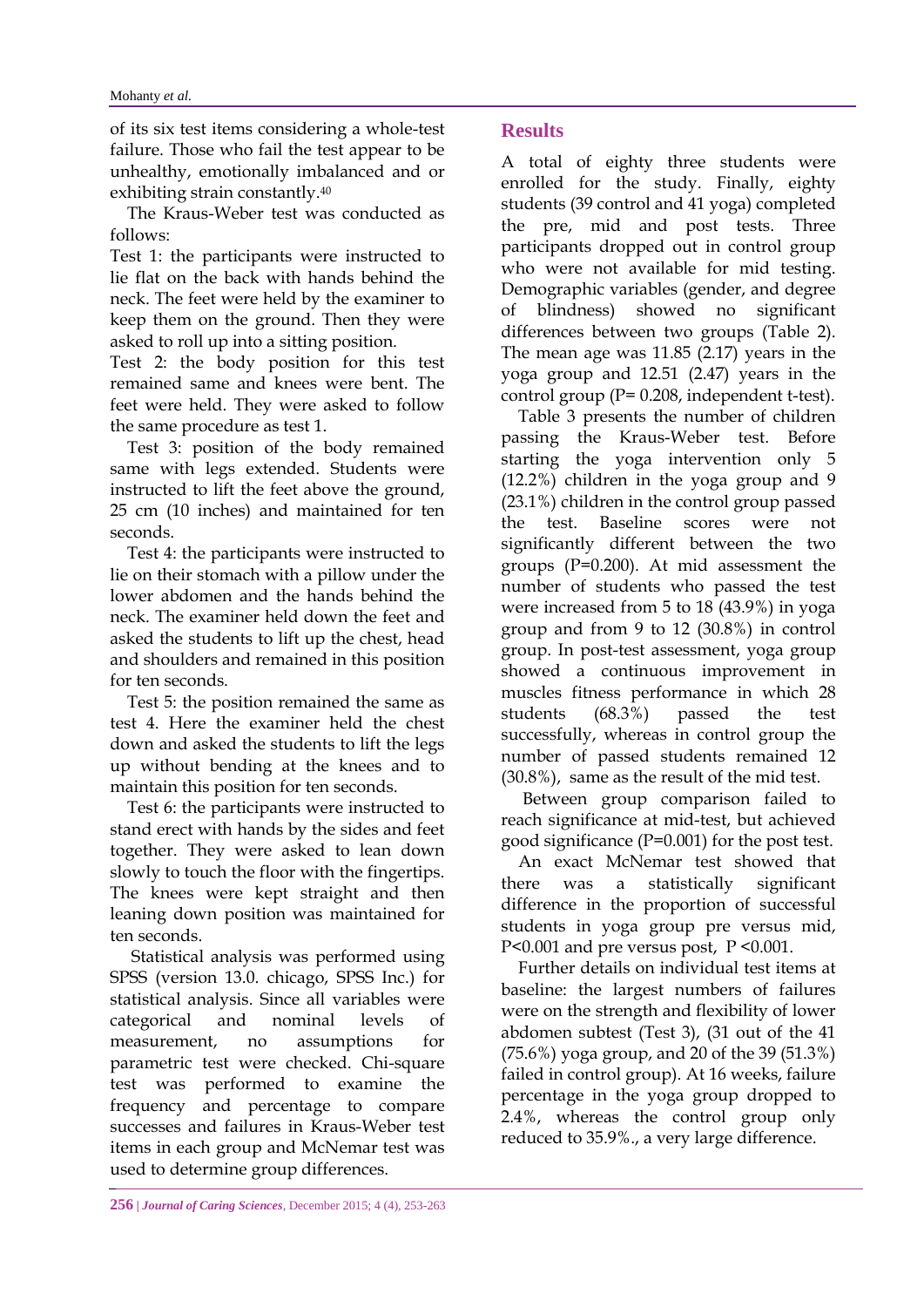of its six test items considering a whole-test failure. Those who fail the test appear to be unhealthy, emotionally imbalanced and or exhibiting strain constantly.[40]

The Kraus-Weber test was conducted as follows:

Test 1: the participants were instructed to lie flat on the back with hands behind the neck. The feet were held by the examiner to keep them on the ground. Then they were asked to roll up into a sitting position.

Test 2: the body position for this test remained same and knees were bent. The feet were held. They were asked to follow the same procedure as test 1.

Test 3: position of the body remained same with legs extended. Students were instructed to lift the feet above the ground, 25 cm (10 inches) and maintained for ten seconds.

Test 4: the participants were instructed to lie on their stomach with a pillow under the lower abdomen and the hands behind the neck. The examiner held down the feet and asked the students to lift up the chest, head and shoulders and remained in this position for ten seconds.

Test 5: the position remained the same as test 4. Here the examiner held the chest down and asked the students to lift the legs up without bending at the knees and to maintain this position for ten seconds.

Test 6: the participants were instructed to stand erect with hands by the sides and feet together. They were asked to lean down slowly to touch the floor with the fingertips. The knees were kept straight and then leaning down position was maintained for ten seconds.

Statistical analysis was performed using SPSS (version 13.0. chicago, SPSS Inc.) for statistical analysis. Since all variables were categorical and nominal levels of measurement, no assumptions for parametric test were checked. Chi-square test was performed to examine the frequency and percentage to compare successes and failures in Kraus-Weber test items in each group and McNemar test was used to determine group differences.

## Results

A total of eighty three students were enrolled for the study. Finally, eighty students (39 control and 41 yoga) completed the pre, mid and post tests. Three participants dropped out in control group who were not available for mid testing. Demographic variables (gender, and degree of blindness) showed no significant differences between two groups (Table 2). The mean age was 11.85 (2.17) years in the yoga group and 12.51 (2.47) years in the control group (P= 0.208, independent t-test).

Table 3 presents the number of children passing the Kraus-Weber test. Before starting the yoga intervention only 5 (12.2%) children in the yoga group and 9 (23.1%) children in the control group passed the test. Baseline scores were not significantly different between the two groups (P=0.200). At mid assessment the number of students who passed the test were increased from 5 to 18 (43.9%) in yoga group and from 9 to 12 (30.8%) in control group. In post-test assessment, yoga group showed a continuous improvement in muscles fitness performance in which 28 students (68.3%) passed the test successfully, whereas in control group the number of passed students remained 12 (30.8%), same as the result of the mid test.

Between group comparison failed to reach significance at mid-test, but achieved good significance (P=0.001) for the post test.

An exact McNemar test showed that there was a statistically significant difference in the proportion of successful students in yoga group pre versus mid, P<0.001 and pre versus post, P <0.001.

Further details on individual test items at baseline: the largest numbers of failures were on the strength and flexibility of lower abdomen subtest (Test 3), (31 out of the 41 (75.6%) yoga group, and 20 of the 39 (51.3%) failed in control group). At 16 weeks, failure percentage in the yoga group dropped to 2.4%, whereas the control group only reduced to 35.9%., a very large difference.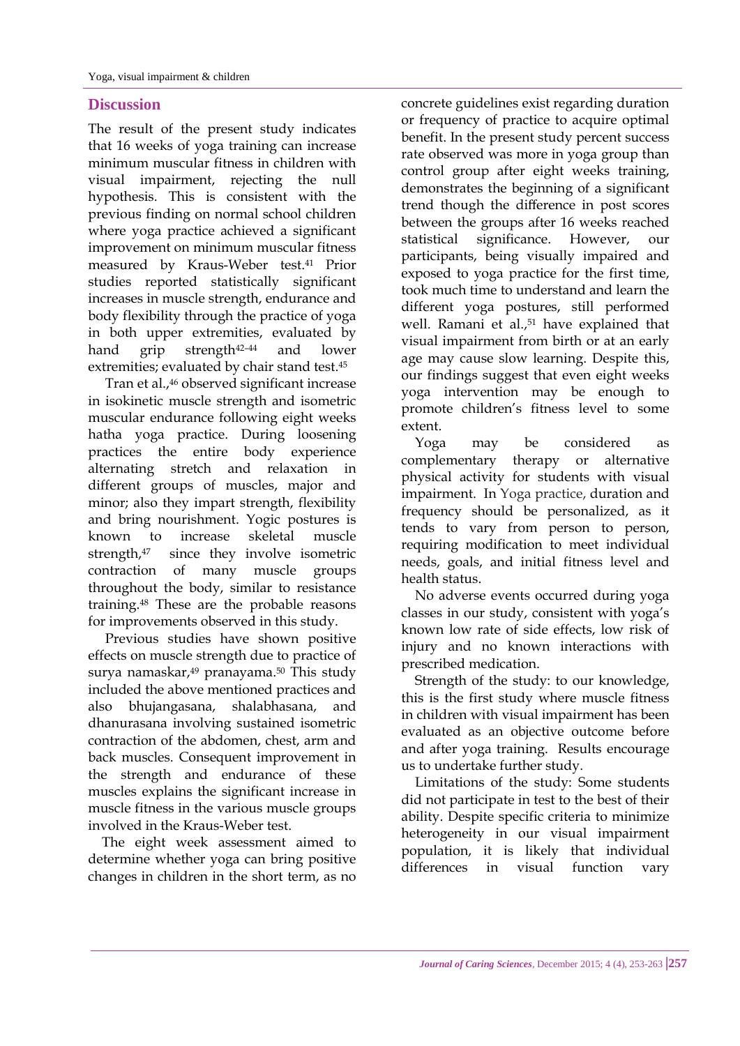## Discussion

The result of the present study indicates that 16 weeks of yoga training can increase minimum muscular fitness in children with visual impairment, rejecting the null hypothesis. This is consistent with the previous finding on normal school children where yoga practice achieved a significant improvement on minimum muscular fitness measured by Kraus-Weber test.[41] Prior studies reported statistically significant increases in muscle strength, endurance and body flexibility through the practice of yoga in both upper extremities, evaluated by hand grip strength[42–44] and lower extremities; evaluated by chair stand test.[45]

Tran et al.,[46] observed significant increase in isokinetic muscle strength and isometric muscular endurance following eight weeks hatha yoga practice. During loosening practices the entire body experience alternating stretch and relaxation in different groups of muscles, major and minor; also they impart strength, flexibility and bring nourishment. Yogic postures is known to increase skeletal muscle strength,[47] since they involve isometric contraction of many muscle groups throughout the body, similar to resistance training.[48] These are the probable reasons for improvements observed in this study.

Previous studies have shown positive effects on muscle strength due to practice of surya namaskar,[49] pranayama.[50] This study included the above mentioned practices and also bhujangasana, shalabhasana, and dhanurasana involving sustained isometric contraction of the abdomen, chest, arm and back muscles. Consequent improvement in the strength and endurance of these muscles explains the significant increase in muscle fitness in the various muscle groups involved in the Kraus-Weber test.

The eight week assessment aimed to determine whether yoga can bring positive changes in children in the short term, as no concrete guidelines exist regarding duration or frequency of practice to acquire optimal benefit. In the present study percent success rate observed was more in yoga group than control group after eight weeks training, demonstrates the beginning of a significant trend though the difference in post scores between the groups after 16 weeks reached statistical significance. However, our participants, being visually impaired and exposed to yoga practice for the first time, took much time to understand and learn the different yoga postures, still performed well. Ramani et al.,[51] have explained that visual impairment from birth or at an early age may cause slow learning. Despite this, our findings suggest that even eight weeks yoga intervention may be enough to promote children's fitness level to some extent.

Yoga may be considered as complementary therapy or alternative physical activity for students with visual impairment. In Yoga practice, duration and frequency should be personalized, as it tends to vary from person to person, requiring modification to meet individual needs, goals, and initial fitness level and health status.

No adverse events occurred during yoga classes in our study, consistent with yoga's known low rate of side effects, low risk of injury and no known interactions with prescribed medication.

Strength of the study: to our knowledge, this is the first study where muscle fitness in children with visual impairment has been evaluated as an objective outcome before and after yoga training. Results encourage us to undertake further study.

Limitations of the study: Some students did not participate in test to the best of their ability. Despite specific criteria to minimize heterogeneity in our visual impairment population, it is likely that individual differences in visual function vary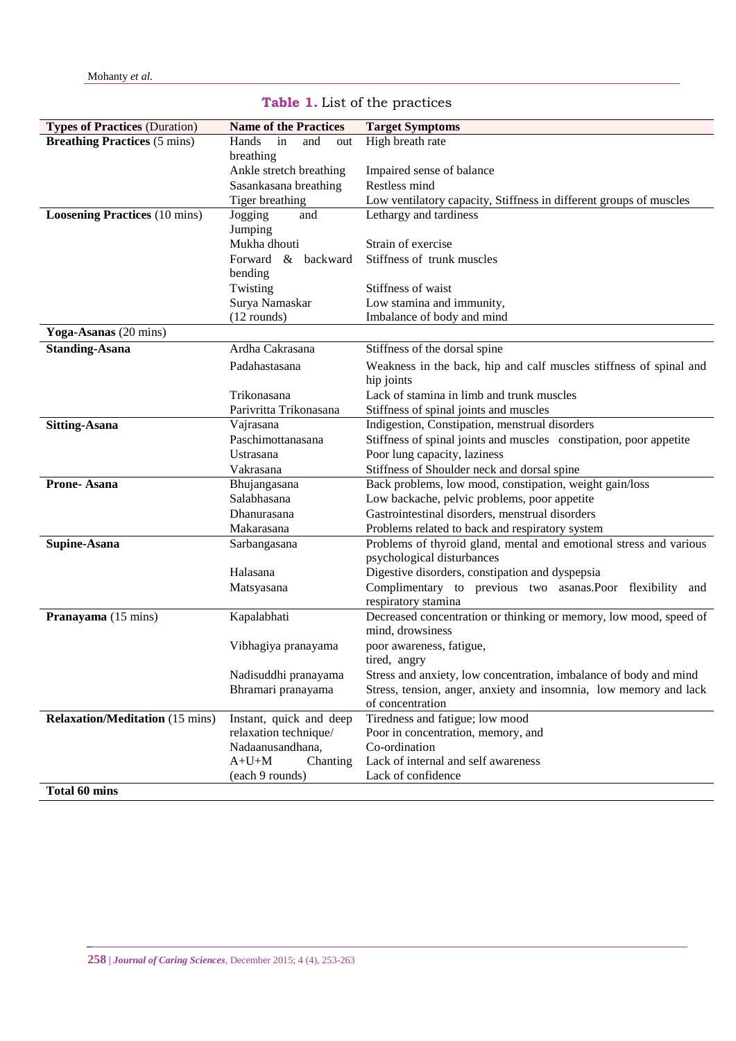**Table 1.** List of the practices

| Types of Practices (Duration) | Name of the Practices | Target Symptoms |
|---|---|---|
| **Breathing Practices** (5 mins) | Hands in and out breathing | High breath rate |
| | Ankle stretch breathing | Impaired sense of balance |
| | Sasankasana breathing | Restless mind |
| | Tiger breathing | Low ventilatory capacity, Stiffness in different groups of muscles |
| **Loosening Practices** (10 mins) | Jogging and Jumping | Lethargy and tardiness |
| | Mukha dhouti | Strain of exercise |
| | Forward & backward bending | Stiffness of trunk muscles |
| | Twisting | Stiffness of waist |
| | Surya Namaskar (12 rounds) | Low stamina and immunity, Imbalance of body and mind |
| **Yoga-Asanas** (20 mins) | | |
| **Standing-Asana** | Ardha Cakrasana | Stiffness of the dorsal spine |
| | Padahastasana | Weakness in the back, hip and calf muscles stiffness of spinal and hip joints |
| | Trikonasana | Lack of stamina in limb and trunk muscles |
| | Parivritta Trikonasana | Stiffness of spinal joints and muscles |
| **Sitting-Asana** | Vajrasana | Indigestion, Constipation, menstrual disorders |
| | Paschimottanasana | Stiffness of spinal joints and muscles constipation, poor appetite |
| | Ustrasana | Poor lung capacity, laziness |
| | Vakrasana | Stiffness of Shoulder neck and dorsal spine |
| **Prone- Asana** | Bhujangasana | Back problems, low mood, constipation, weight gain/loss |
| | Salabhasana | Low backache, pelvic problems, poor appetite |
| | Dhanurasana | Gastrointestinal disorders, menstrual disorders |
| | Makarasana | Problems related to back and respiratory system |
| **Supine-Asana** | Sarbangasana | Problems of thyroid gland, mental and emotional stress and various psychological disturbances |
| | Halasana | Digestive disorders, constipation and dyspepsia |
| | Matsyasana | Complimentary to previous two asanas.Poor flexibility and respiratory stamina |
| **Pranayama** (15 mins) | Kapalabhati | Decreased concentration or thinking or memory, low mood, speed of mind, drowsiness |
| | Vibhagiya pranayama | poor awareness, fatigue, tired, angry |
| | Nadisuddhi pranayama | Stress and anxiety, low concentration, imbalance of body and mind |
| | Bhramari pranayama | Stress, tension, anger, anxiety and insomnia, low memory and lack of concentration |
| **Relaxation/Meditation** (15 mins) | Instant, quick and deep relaxation technique/ Nadaanusandhana, A+U+M Chanting (each 9 rounds) | Tiredness and fatigue; low mood Poor in concentration, memory, and Co-ordination Lack of internal and self awareness Lack of confidence |
| **Total 60 mins** | | |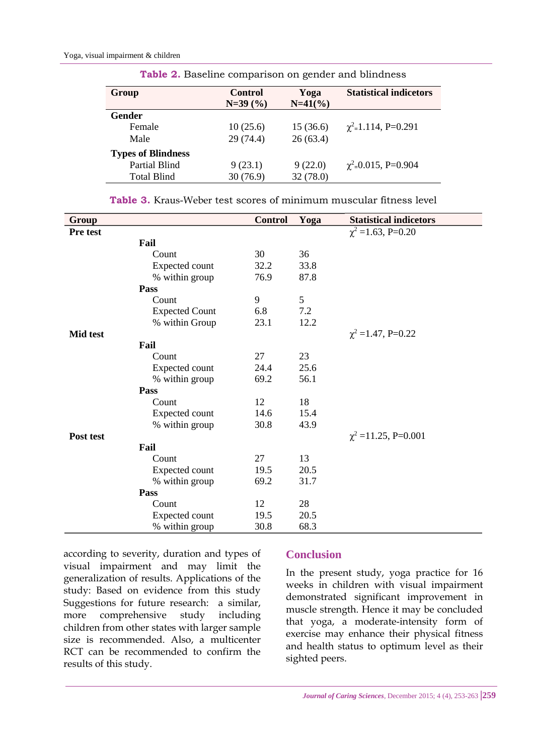**Table 2.** Baseline comparison on gender and blindness

| Group | Control N=39 (%) | Yoga N=41(%) | Statistical indicetors |
|---|---|---|---|
| **Gender** | | | |
| Female | 10 (25.6) | 15 (36.6) | $\chi^2$=1.114, P=0.291 |
| Male | 29 (74.4) | 26 (63.4) | |
| **Types of Blindness** | | | |
| Partial Blind | 9 (23.1) | 9 (22.0) | $\chi^2$=0.015, P=0.904 |
| Total Blind | 30 (76.9) | 32 (78.0) | |

**Table 3.** Kraus-Weber test scores of minimum muscular fitness level

| Group | | | Control | Yoga | Statistical indicetors |
|---|---|---|---|---|---|
| **Pre test** | | | | | $\chi^2$ =1.63, P=0.20 |
| | **Fail** | | | | |
| | | Count | 30 | 36 | |
| | | Expected count | 32.2 | 33.8 | |
| | | % within group | 76.9 | 87.8 | |
| | **Pass** | | | | |
| | | Count | 9 | 5 | |
| | | Expected Count | 6.8 | 7.2 | |
| | | % within Group | 23.1 | 12.2 | |
| **Mid test** | | | | | $\chi^2$ =1.47, P=0.22 |
| | **Fail** | | | | |
| | | Count | 27 | 23 | |
| | | Expected count | 24.4 | 25.6 | |
| | | % within group | 69.2 | 56.1 | |
| | **Pass** | | | | |
| | | Count | 12 | 18 | |
| | | Expected count | 14.6 | 15.4 | |
| | | % within group | 30.8 | 43.9 | |
| **Post test** | | | | | $\chi^2$ =11.25, P=0.001 |
| | **Fail** | | | | |
| | | Count | 27 | 13 | |
| | | Expected count | 19.5 | 20.5 | |
| | | % within group | 69.2 | 31.7 | |
| | **Pass** | | | | |
| | | Count | 12 | 28 | |
| | | Expected count | 19.5 | 20.5 | |
| | | % within group | 30.8 | 68.3 | |

according to severity, duration and types of visual impairment and may limit the generalization of results. Applications of the study: Based on evidence from this study Suggestions for future research: a similar, more comprehensive study including children from other states with larger sample size is recommended. Also, a multicenter RCT can be recommended to confirm the results of this study.

## Conclusion

In the present study, yoga practice for 16 weeks in children with visual impairment demonstrated significant improvement in muscle strength. Hence it may be concluded that yoga, a moderate-intensity form of exercise may enhance their physical fitness and health status to optimum level as their sighted peers.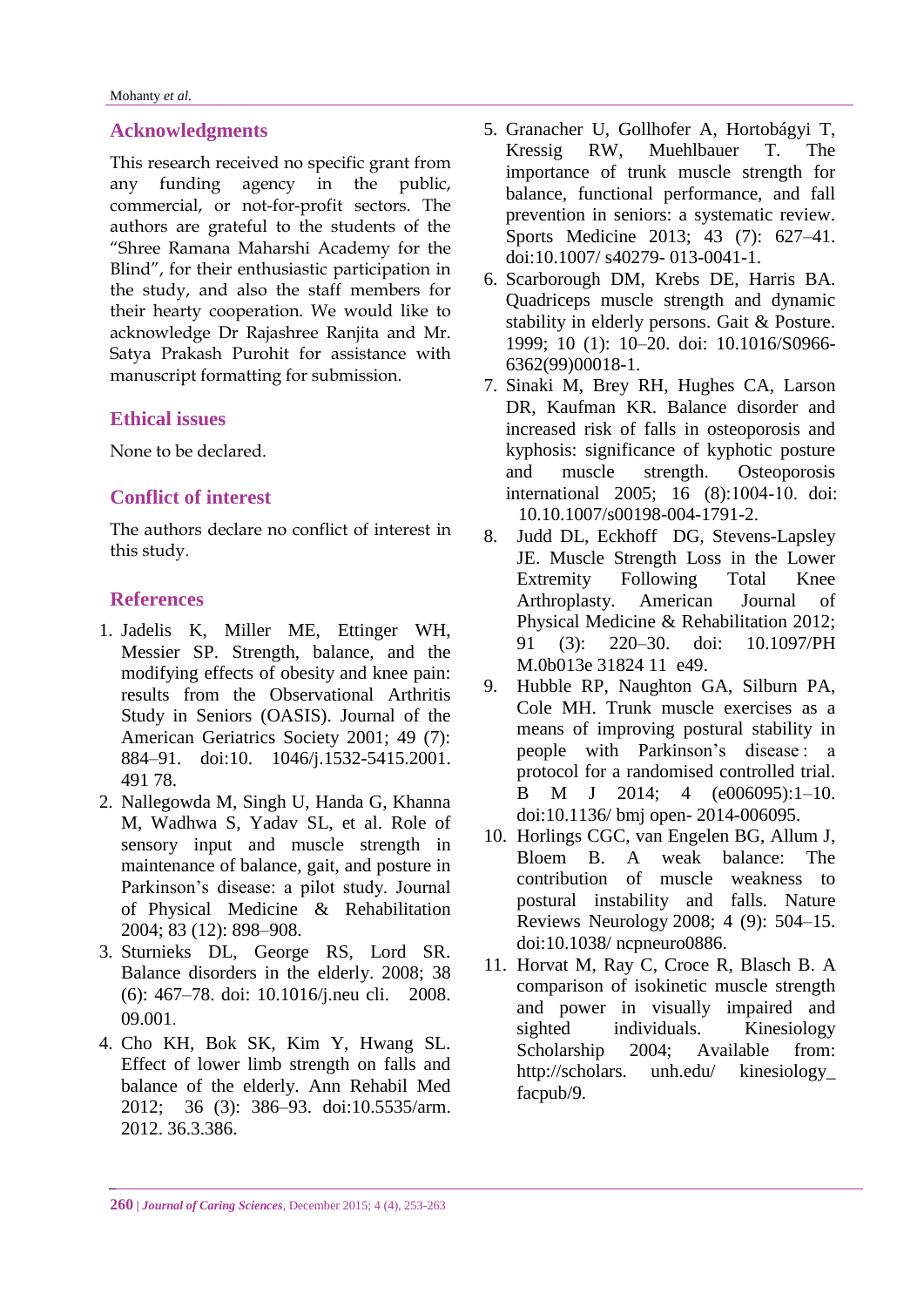## Acknowledgments

This research received no specific grant from any funding agency in the public, commercial, or not-for-profit sectors. The authors are grateful to the students of the "Shree Ramana Maharshi Academy for the Blind", for their enthusiastic participation in the study, and also the staff members for their hearty cooperation. We would like to acknowledge Dr Rajashree Ranjita and Mr. Satya Prakash Purohit for assistance with manuscript formatting for submission.

## Ethical issues

None to be declared.

## Conflict of interest

The authors declare no conflict of interest in this study.

## References

1. Jadelis K, Miller ME, Ettinger WH, Messier SP. Strength, balance, and the modifying effects of obesity and knee pain: results from the Observational Arthritis Study in Seniors (OASIS). Journal of the American Geriatrics Society 2001; 49 (7): 884–91. doi:10. 1046/j.1532-5415.2001. 491 78.
2. Nallegowda M, Singh U, Handa G, Khanna M, Wadhwa S, Yadav SL, et al. Role of sensory input and muscle strength in maintenance of balance, gait, and posture in Parkinson's disease: a pilot study. Journal of Physical Medicine & Rehabilitation 2004; 83 (12): 898–908.
3. Sturnieks DL, George RS, Lord SR. Balance disorders in the elderly. 2008; 38 (6): 467–78. doi: 10.1016/j.neu cli. 2008. 09.001.
4. Cho KH, Bok SK, Kim Y, Hwang SL. Effect of lower limb strength on falls and balance of the elderly. Ann Rehabil Med 2012; 36 (3): 386–93. doi:10.5535/arm. 2012. 36.3.386.
5. Granacher U, Gollhofer A, Hortobágyi T, Kressig RW, Muehlbauer T. The importance of trunk muscle strength for balance, functional performance, and fall prevention in seniors: a systematic review. Sports Medicine 2013; 43 (7): 627–41. doi:10.1007/ s40279- 013-0041-1.
6. Scarborough DM, Krebs DE, Harris BA. Quadriceps muscle strength and dynamic stability in elderly persons. Gait & Posture. 1999; 10 (1): 10–20. doi: 10.1016/S0966-6362(99)00018-1.
7. Sinaki M, Brey RH, Hughes CA, Larson DR, Kaufman KR. Balance disorder and increased risk of falls in osteoporosis and kyphosis: significance of kyphotic posture and muscle strength. Osteoporosis international 2005; 16 (8):1004-10. doi: 10.10.1007/s00198-004-1791-2.
8. Judd DL, Eckhoff DG, Stevens-Lapsley JE. Muscle Strength Loss in the Lower Extremity Following Total Knee Arthroplasty. American Journal of Physical Medicine & Rehabilitation 2012; 91 (3): 220–30. doi: 10.1097/PHM.0b013e 31824 11 e49.
9. Hubble RP, Naughton GA, Silburn PA, Cole MH. Trunk muscle exercises as a means of improving postural stability in people with Parkinson's disease : a protocol for a randomised controlled trial. B M J 2014; 4 (e006095):1–10. doi:10.1136/ bmj open- 2014-006095.
10. Horlings CGC, van Engelen BG, Allum J, Bloem B. A weak balance: The contribution of muscle weakness to postural instability and falls. Nature Reviews Neurology 2008; 4 (9): 504–15. doi:10.1038/ ncpneuro0886.
11. Horvat M, Ray C, Croce R, Blasch B. A comparison of isokinetic muscle strength and power in visually impaired and sighted individuals. Kinesiology Scholarship 2004; Available from: http://scholars. unh.edu/ kinesiology_ facpub/9.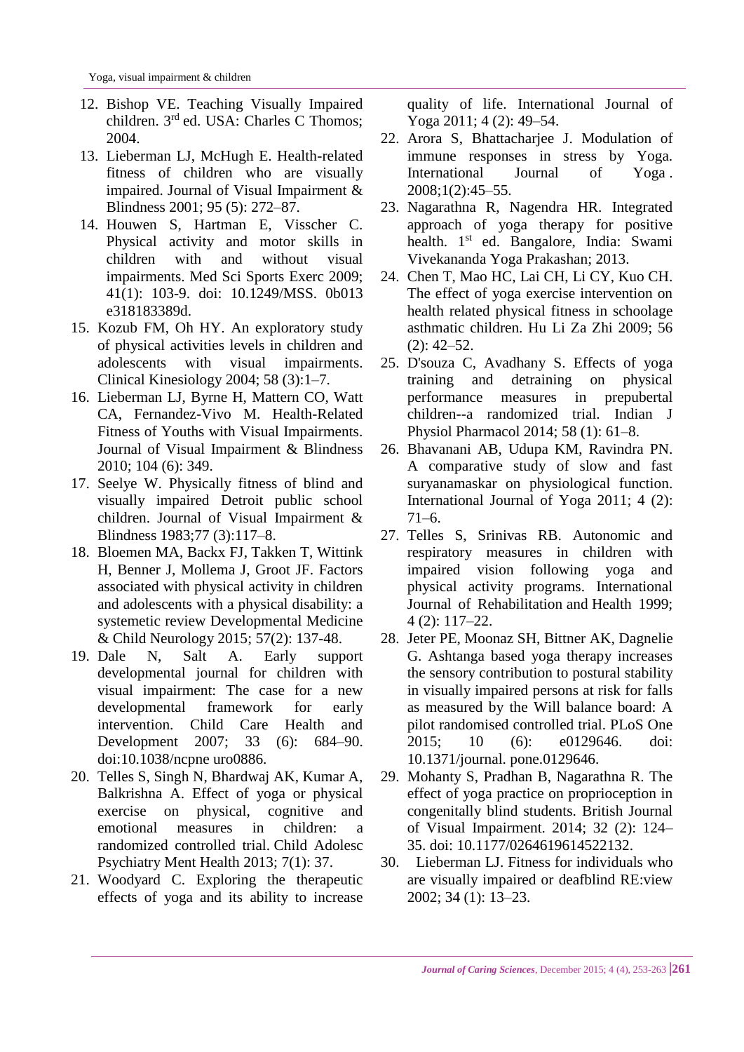12. Bishop VE. Teaching Visually Impaired children. 3rd ed. USA: Charles C Thomos; 2004.
13. Lieberman LJ, McHugh E. Health-related fitness of children who are visually impaired. Journal of Visual Impairment & Blindness 2001; 95 (5): 272–87.
14. Houwen S, Hartman E, Visscher C. Physical activity and motor skills in children with and without visual impairments. Med Sci Sports Exerc 2009; 41(1): 103-9. doi: 10.1249/MSS. 0b013 e318183389d.
15. Kozub FM, Oh HY. An exploratory study of physical activities levels in children and adolescents with visual impairments. Clinical Kinesiology 2004; 58 (3):1–7.
16. Lieberman LJ, Byrne H, Mattern CO, Watt CA, Fernandez-Vivo M. Health-Related Fitness of Youths with Visual Impairments. Journal of Visual Impairment & Blindness 2010; 104 (6): 349.
17. Seelye W. Physically fitness of blind and visually impaired Detroit public school children. Journal of Visual Impairment & Blindness 1983;77 (3):117–8.
18. Bloemen MA, Backx FJ, Takken T, Wittink H, Benner J, Mollema J, Groot JF. Factors associated with physical activity in children and adolescents with a physical disability: a systemetic review Developmental Medicine & Child Neurology 2015; 57(2): 137-48.
19. Dale N, Salt A. Early support developmental journal for children with visual impairment: The case for a new developmental framework for early intervention. Child Care Health and Development 2007; 33 (6): 684–90. doi:10.1038/ncpne uro0886.
20. Telles S, Singh N, Bhardwaj AK, Kumar A, Balkrishna A. Effect of yoga or physical exercise on physical, cognitive and emotional measures in children: a randomized controlled trial. Child Adolesc Psychiatry Ment Health 2013; 7(1): 37.
21. Woodyard C. Exploring the therapeutic effects of yoga and its ability to increase quality of life. International Journal of Yoga 2011; 4 (2): 49–54.
22. Arora S, Bhattacharjee J. Modulation of immune responses in stress by Yoga. International Journal of Yoga . 2008;1(2):45–55.
23. Nagarathna R, Nagendra HR. Integrated approach of yoga therapy for positive health. 1st ed. Bangalore, India: Swami Vivekananda Yoga Prakashan; 2013.
24. Chen T, Mao HC, Lai CH, Li CY, Kuo CH. The effect of yoga exercise intervention on health related physical fitness in schoolage asthmatic children. Hu Li Za Zhi 2009; 56 (2): 42–52.
25. D'souza C, Avadhany S. Effects of yoga training and detraining on physical performance measures in prepubertal children--a randomized trial. Indian J Physiol Pharmacol 2014; 58 (1): 61–8.
26. Bhavanani AB, Udupa KM, Ravindra PN. A comparative study of slow and fast suryanamaskar on physiological function. International Journal of Yoga 2011; 4 (2): 71–6.
27. Telles S, Srinivas RB. Autonomic and respiratory measures in children with impaired vision following yoga and physical activity programs. International Journal of Rehabilitation and Health 1999; 4 (2): 117–22.
28. Jeter PE, Moonaz SH, Bittner AK, Dagnelie G. Ashtanga based yoga therapy increases the sensory contribution to postural stability in visually impaired persons at risk for falls as measured by the Will balance board: A pilot randomised controlled trial. PLoS One 2015; 10 (6): e0129646. doi: 10.1371/journal. pone.0129646.
29. Mohanty S, Pradhan B, Nagarathna R. The effect of yoga practice on proprioception in congenitally blind students. British Journal of Visual Impairment. 2014; 32 (2): 124–35. doi: 10.1177/0264619614522132.
30. Lieberman LJ. Fitness for individuals who are visually impaired or deafblind RE:view 2002; 34 (1): 13–23.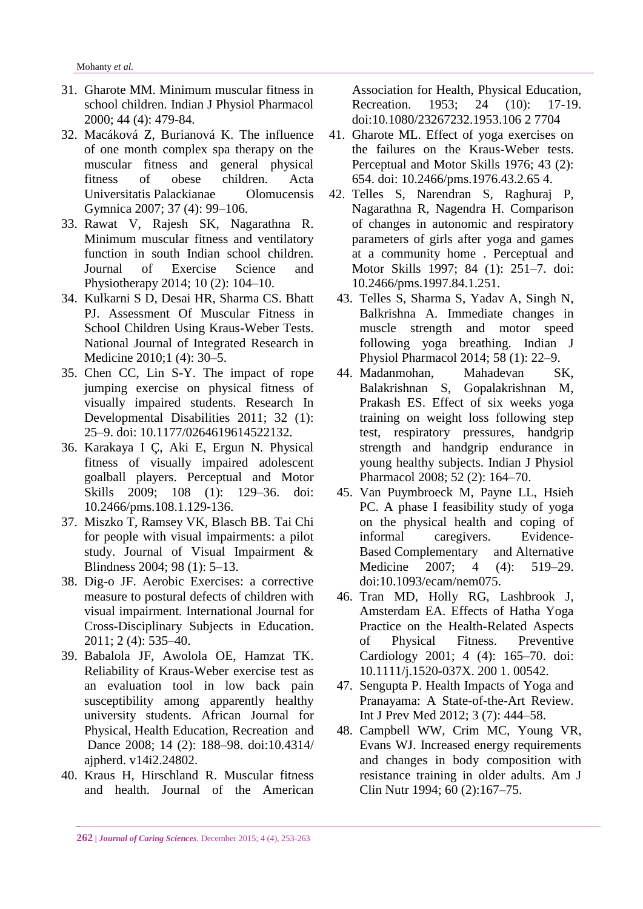31. Gharote MM. Minimum muscular fitness in school children. Indian J Physiol Pharmacol 2000; 44 (4): 479-84.
32. Macáková Z, Burianová K. The influence of one month complex spa therapy on the muscular fitness and general physical fitness of obese children. Acta Universitatis Palackianae Olomucensis Gymnica 2007; 37 (4): 99–106.
33. Rawat V, Rajesh SK, Nagarathna R. Minimum muscular fitness and ventilatory function in south Indian school children. Journal of Exercise Science and Physiotherapy 2014; 10 (2): 104–10.
34. Kulkarni S D, Desai HR, Sharma CS. Bhatt PJ. Assessment Of Muscular Fitness in School Children Using Kraus-Weber Tests. National Journal of Integrated Research in Medicine 2010;1 (4): 30–5.
35. Chen CC, Lin S-Y. The impact of rope jumping exercise on physical fitness of visually impaired students. Research In Developmental Disabilities 2011; 32 (1): 25–9. doi: 10.1177/0264619614522132.
36. Karakaya I Ç, Aki E, Ergun N. Physical fitness of visually impaired adolescent goalball players. Perceptual and Motor Skills 2009; 108 (1): 129–36. doi: 10.2466/pms.108.1.129-136.
37. Miszko T, Ramsey VK, Blasch BB. Tai Chi for people with visual impairments: a pilot study. Journal of Visual Impairment & Blindness 2004; 98 (1): 5–13.
38. Dig-o JF. Aerobic Exercises: a corrective measure to postural defects of children with visual impairment. International Journal for Cross-Disciplinary Subjects in Education. 2011; 2 (4): 535–40.
39. Babalola JF, Awolola OE, Hamzat TK. Reliability of Kraus-Weber exercise test as an evaluation tool in low back pain susceptibility among apparently healthy university students. African Journal for Physical, Health Education, Recreation and Dance 2008; 14 (2): 188–98. doi:10.4314/ajpherd. v14i2.24802.
40. Kraus H, Hirschland R. Muscular fitness and health. Journal of the American Association for Health, Physical Education, Recreation. 1953; 24 (10): 17-19. doi:10.1080/23267232.1953.106 2 7704
41. Gharote ML. Effect of yoga exercises on the failures on the Kraus-Weber tests. Perceptual and Motor Skills 1976; 43 (2): 654. doi: 10.2466/pms.1976.43.2.65 4.
42. Telles S, Narendran S, Raghuraj P, Nagarathna R, Nagendra H. Comparison of changes in autonomic and respiratory parameters of girls after yoga and games at a community home . Perceptual and Motor Skills 1997; 84 (1): 251–7. doi: 10.2466/pms.1997.84.1.251.
43. Telles S, Sharma S, Yadav A, Singh N, Balkrishna A. Immediate changes in muscle strength and motor speed following yoga breathing. Indian J Physiol Pharmacol 2014; 58 (1): 22–9.
44. Madanmohan, Mahadevan SK, Balakrishnan S, Gopalakrishnan M, Prakash ES. Effect of six weeks yoga training on weight loss following step test, respiratory pressures, handgrip strength and handgrip endurance in young healthy subjects. Indian J Physiol Pharmacol 2008; 52 (2): 164–70.
45. Van Puymbroeck M, Payne LL, Hsieh PC. A phase I feasibility study of yoga on the physical health and coping of informal caregivers. Evidence-Based Complementary and Alternative Medicine 2007; 4 (4): 519–29. doi:10.1093/ecam/nem075.
46. Tran MD, Holly RG, Lashbrook J, Amsterdam EA. Effects of Hatha Yoga Practice on the Health-Related Aspects of Physical Fitness. Preventive Cardiology 2001; 4 (4): 165–70. doi: 10.1111/j.1520-037X. 200 1. 00542.
47. Sengupta P. Health Impacts of Yoga and Pranayama: A State-of-the-Art Review. Int J Prev Med 2012; 3 (7): 444–58.
48. Campbell WW, Crim MC, Young VR, Evans WJ. Increased energy requirements and changes in body composition with resistance training in older adults. Am J Clin Nutr 1994; 60 (2):167–75.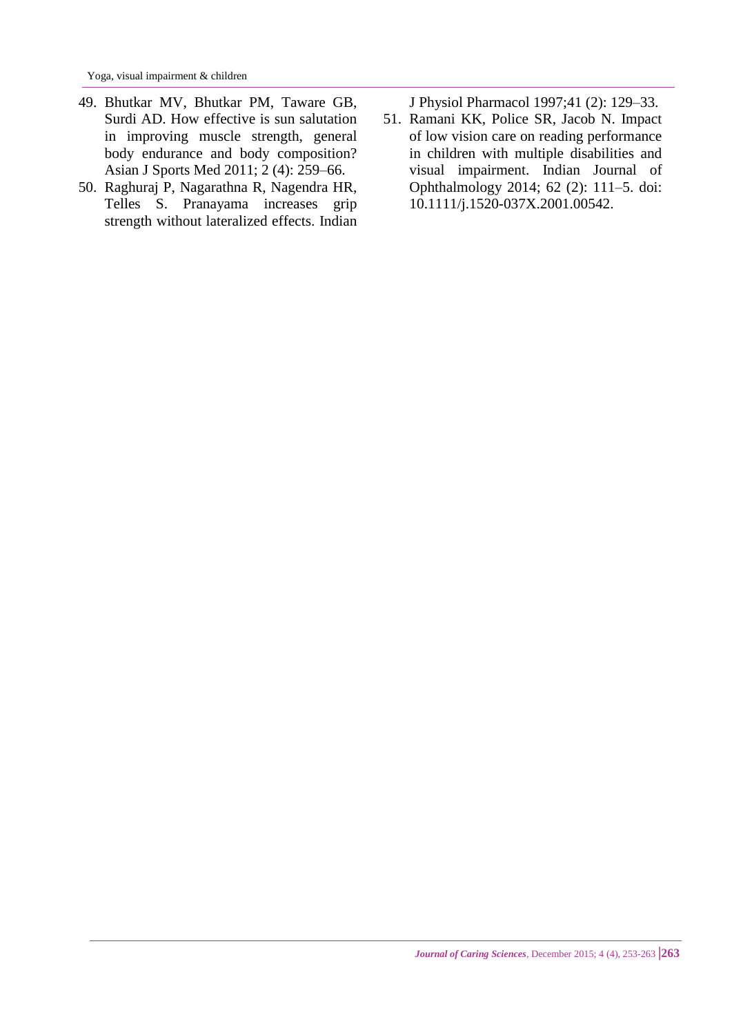49. Bhutkar MV, Bhutkar PM, Taware GB, Surdi AD. How effective is sun salutation in improving muscle strength, general body endurance and body composition? Asian J Sports Med 2011; 2 (4): 259–66.
50. Raghuraj P, Nagarathna R, Nagendra HR, Telles S. Pranayama increases grip strength without lateralized effects. Indian J Physiol Pharmacol 1997;41 (2): 129–33.
51. Ramani KK, Police SR, Jacob N. Impact of low vision care on reading performance in children with multiple disabilities and visual impairment. Indian Journal of Ophthalmology 2014; 62 (2): 111–5. doi: 10.1111/j.1520-037X.2001.00542.